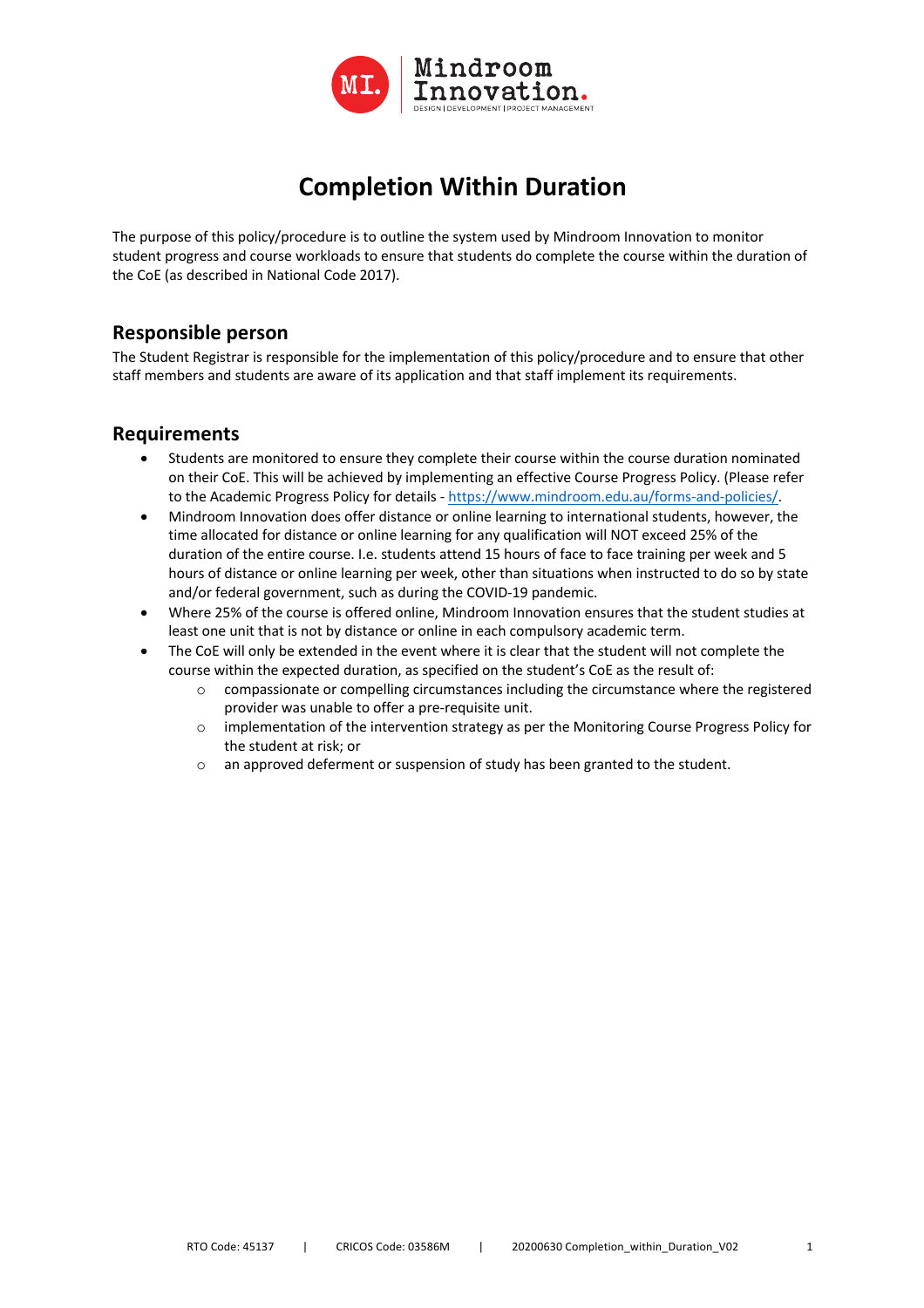# Completion Within Duration

The purpose of this policy/procedure is to outline the system used by Mindroom Innovation to monitor student progress and course workloads to ensure that students do complete the course within the duration of the CoE (as described in National Code 2017).

## Responsible person

The Student Registrar is responsible for the implementation of this policy/procedure and to ensure that other staff members and students are aware of its application and that staff implement its requirements.

## Requirements

- Students are monitored to ensure they complete their course within the course duration nominated on their CoE. This will be achieved by implementing an effective Course Progress Policy. (Please refer to the Academic Progress Policy for details - [https://www.mindroom.edu.au/forms-and-policies/](https://www.mindroom.edu.au/forms-and-policies/).
- Mindroom Innovation does offer distance or online learning to international students, however, the time allocated for distance or online learning for any qualification will NOT exceed 25% of the duration of the entire course. I.e. students attend 15 hours of face to face training per week and 5 hours of distance or online learning per week, other than situations when instructed to do so by state and/or federal government, such as during the COVID-19 pandemic.
- Where 25% of the course is offered online, Mindroom Innovation ensures that the student studies at least one unit that is not by distance or online in each compulsory academic term.
- The CoE will only be extended in the event where it is clear that the student will not complete the course within the expected duration, as specified on the student's CoE as the result of:
    - compassionate or compelling circumstances including the circumstance where the registered provider was unable to offer a pre-requisite unit.
    - implementation of the intervention strategy as per the Monitoring Course Progress Policy for the student at risk; or
    - an approved deferment or suspension of study has been granted to the student.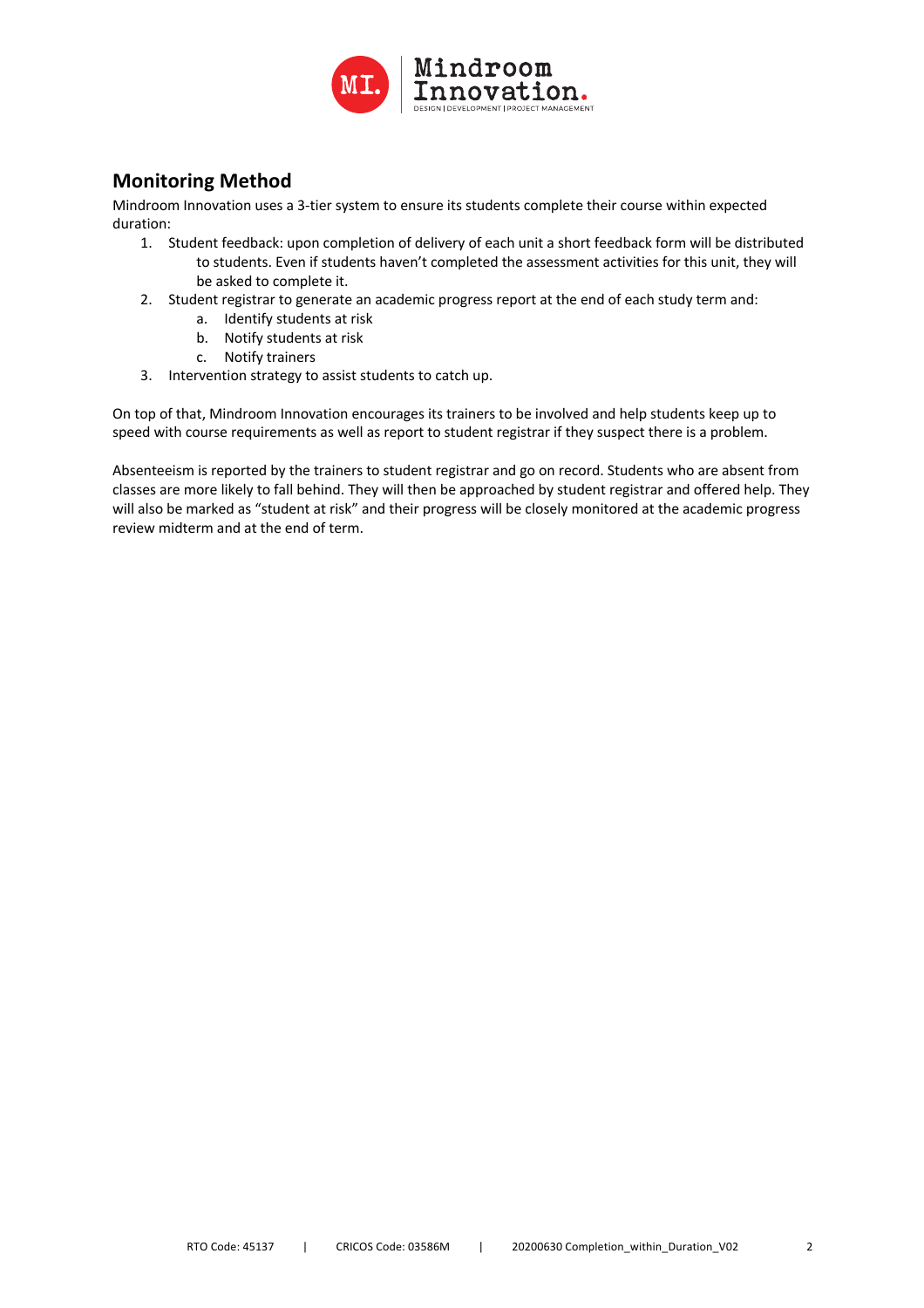## Monitoring Method

Mindroom Innovation uses a 3-tier system to ensure its students complete their course within expected duration:

1. Student feedback: upon completion of delivery of each unit a short feedback form will be distributed to students. Even if students haven't completed the assessment activities for this unit, they will be asked to complete it.
2. Student registrar to generate an academic progress report at the end of each study term and:
   a. Identify students at risk
   b. Notify students at risk
   c. Notify trainers
3. Intervention strategy to assist students to catch up.

On top of that, Mindroom Innovation encourages its trainers to be involved and help students keep up to speed with course requirements as well as report to student registrar if they suspect there is a problem.

Absenteeism is reported by the trainers to student registrar and go on record. Students who are absent from classes are more likely to fall behind. They will then be approached by student registrar and offered help. They will also be marked as "student at risk" and their progress will be closely monitored at the academic progress review midterm and at the end of term.